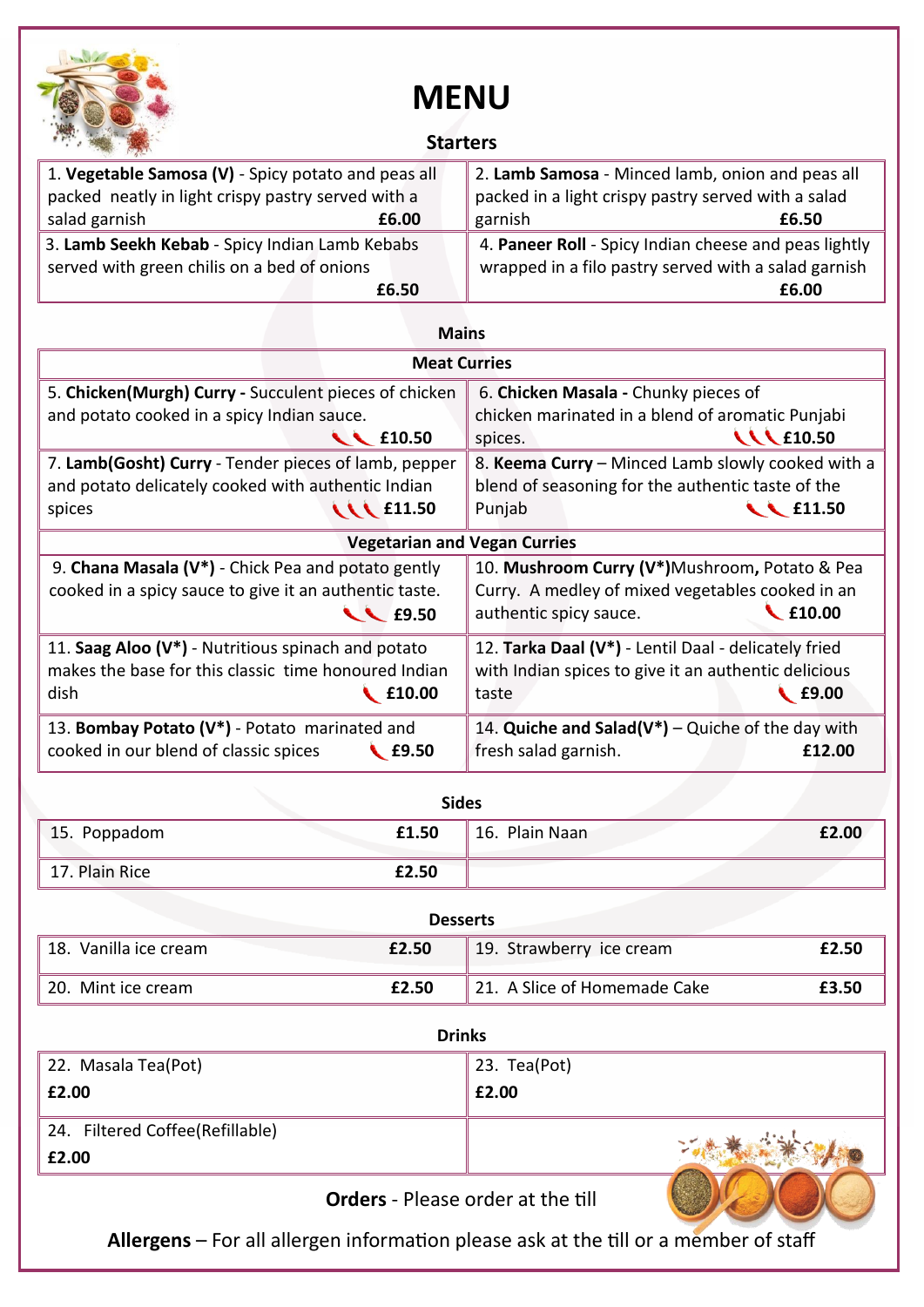# MENU

## Starters

| | |
|---|---|
| 1. **Vegetable Samosa (V)** - Spicy potato and peas all packed neatly in light crispy pastry served with a salad garnish **£6.00** | 2. **Lamb Samosa** - Minced lamb, onion and peas all packed in a light crispy pastry served with a salad garnish **£6.50** |
| 3. **Lamb Seekh Kebab** - Spicy Indian Lamb Kebabs served with green chilis on a bed of onions **£6.50** | 4. **Paneer Roll** - Spicy Indian cheese and peas lightly wrapped in a filo pastry served with a salad garnish **£6.00** |

## Mains

### Meat Curries

| | |
|---|---|
| 5. **Chicken(Murgh) Curry -** Succulent pieces of chicken and potato cooked in a spicy Indian sauce. 🌶🌶 **£10.50** | 6. **Chicken Masala** - Chunky pieces of chicken marinated in a blend of aromatic Punjabi spices. 🌶🌶🌶 **£10.50** |
| 7. **Lamb(Gosht) Curry** - Tender pieces of lamb, pepper and potato delicately cooked with authentic Indian spices 🌶🌶🌶 **£11.50** | 8. **Keema Curry** – Minced Lamb slowly cooked with a blend of seasoning for the authentic taste of the Punjab 🌶🌶 **£11.50** |

### Vegetarian and Vegan Curries

| | |
|---|---|
| 9. **Chana Masala (V*)** - Chick Pea and potato gently cooked in a spicy sauce to give it an authentic taste. 🌶🌶 **£9.50** | 10. **Mushroom Curry (V*)**Mushroom**,** Potato & Pea Curry. A medley of mixed vegetables cooked in an authentic spicy sauce. 🌶 **£10.00** |
| 11. **Saag Aloo (V*)** - Nutritious spinach and potato makes the base for this classic time honoured Indian dish 🌶 **£10.00** | 12. **Tarka Daal (V*)** - Lentil Daal - delicately fried with Indian spices to give it an authentic delicious taste 🌶 **£9.00** |
| 13. **Bombay Potato (V*)** - Potato marinated and cooked in our blend of classic spices 🌶 **£9.50** | 14. **Quiche and Salad(V*)** – Quiche of the day with fresh salad garnish. **£12.00** |

## Sides

| | | | |
|---|---|---|---|
| 15. Poppadom | **£1.50** | 16. Plain Naan | **£2.00** |
| 17. Plain Rice | **£2.50** | | |

## Desserts

| | | | |
|---|---|---|---|
| 18. Vanilla ice cream | **£2.50** | 19. Strawberry ice cream | **£2.50** |
| 20. Mint ice cream | **£2.50** | 21. A Slice of Homemade Cake | **£3.50** |

## Drinks

| | |
|---|---|
| 22. Masala Tea(Pot) **£2.00** | 23. Tea(Pot) **£2.00** |
| 24. Filtered Coffee(Refillable) **£2.00** | |

**Orders** - Please order at the till

**Allergens** – For all allergen information please ask at the till or a member of staff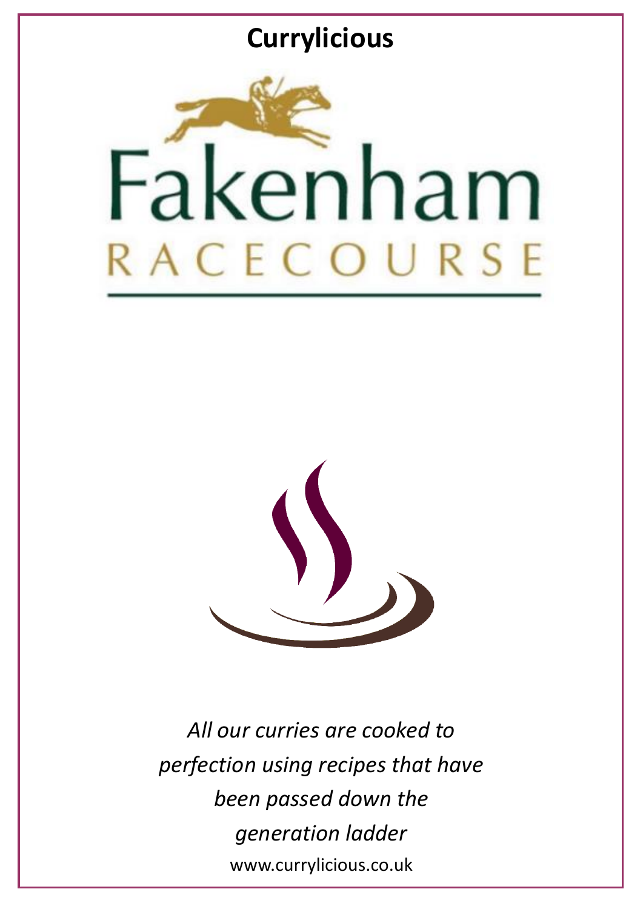# Currylicious

Fakenham

RACECOURSE

*All our curries are cooked to perfection using recipes that have been passed down the generation ladder*

www.currylicious.co.uk